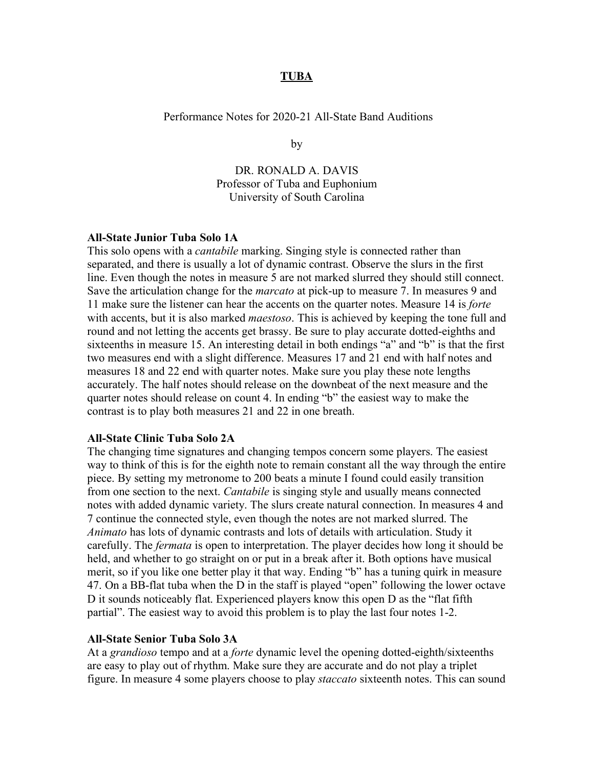# TUBA

Performance Notes for 2020-21 All-State Band Auditions

by

DR. RONALD A. DAVIS
Professor of Tuba and Euphonium
University of South Carolina

**All-State Junior Tuba Solo 1A**
This solo opens with a *cantabile* marking. Singing style is connected rather than separated, and there is usually a lot of dynamic contrast. Observe the slurs in the first line. Even though the notes in measure 5 are not marked slurred they should still connect. Save the articulation change for the *marcato* at pick-up to measure 7. In measures 9 and 11 make sure the listener can hear the accents on the quarter notes. Measure 14 is *forte* with accents, but it is also marked *maestoso*. This is achieved by keeping the tone full and round and not letting the accents get brassy. Be sure to play accurate dotted-eighths and sixteenths in measure 15. An interesting detail in both endings "a" and "b" is that the first two measures end with a slight difference. Measures 17 and 21 end with half notes and measures 18 and 22 end with quarter notes. Make sure you play these note lengths accurately. The half notes should release on the downbeat of the next measure and the quarter notes should release on count 4. In ending "b" the easiest way to make the contrast is to play both measures 21 and 22 in one breath.

**All-State Clinic Tuba Solo 2A**
The changing time signatures and changing tempos concern some players. The easiest way to think of this is for the eighth note to remain constant all the way through the entire piece. By setting my metronome to 200 beats a minute I found could easily transition from one section to the next. *Cantabile* is singing style and usually means connected notes with added dynamic variety. The slurs create natural connection. In measures 4 and 7 continue the connected style, even though the notes are not marked slurred. The *Animato* has lots of dynamic contrasts and lots of details with articulation. Study it carefully. The *fermata* is open to interpretation. The player decides how long it should be held, and whether to go straight on or put in a break after it. Both options have musical merit, so if you like one better play it that way. Ending "b" has a tuning quirk in measure 47. On a BB-flat tuba when the D in the staff is played "open" following the lower octave D it sounds noticeably flat. Experienced players know this open D as the "flat fifth partial". The easiest way to avoid this problem is to play the last four notes 1-2.

**All-State Senior Tuba Solo 3A**
At a *grandioso* tempo and at a *forte* dynamic level the opening dotted-eighth/sixteenths are easy to play out of rhythm. Make sure they are accurate and do not play a triplet figure. In measure 4 some players choose to play *staccato* sixteenth notes. This can sound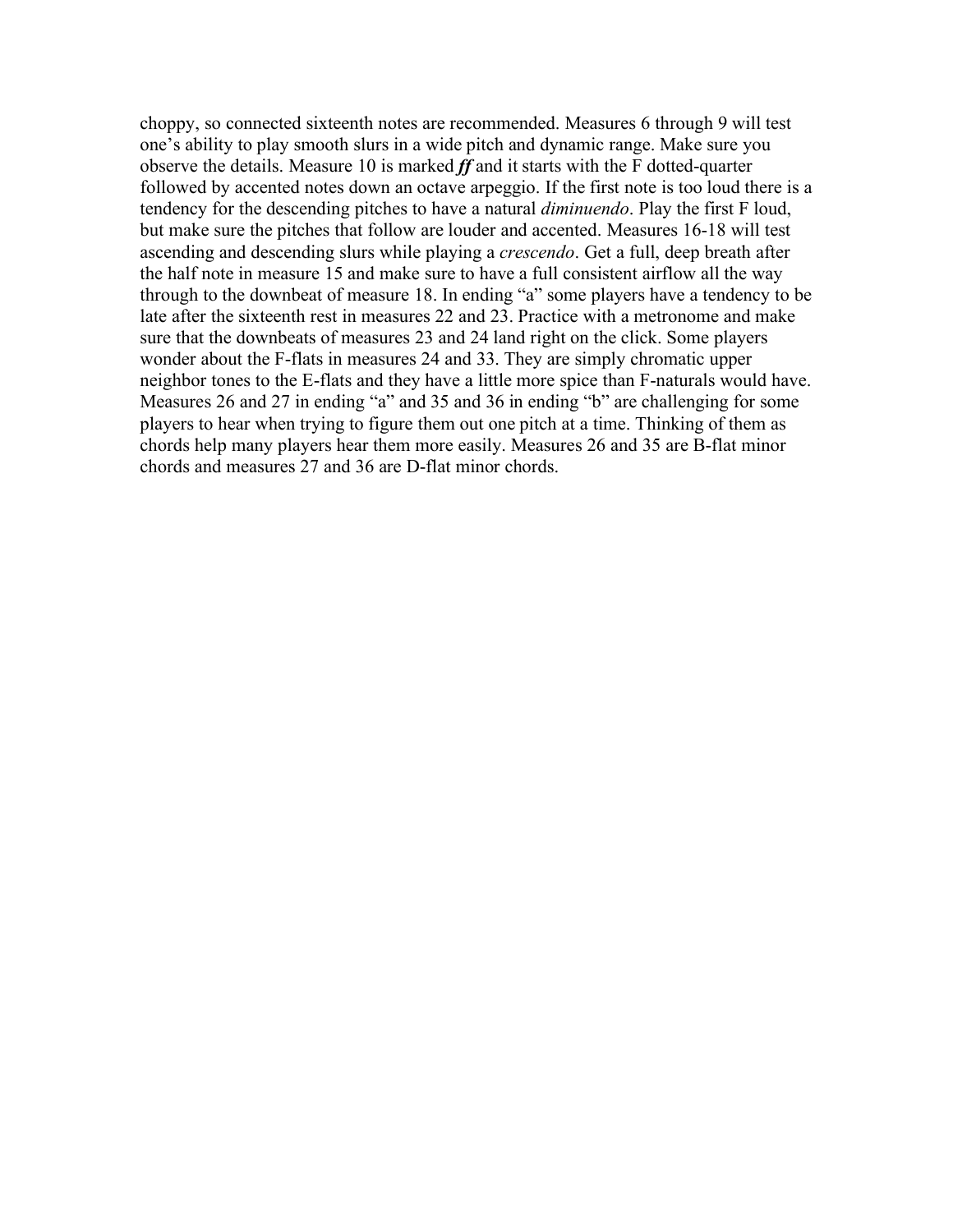choppy, so connected sixteenth notes are recommended. Measures 6 through 9 will test one's ability to play smooth slurs in a wide pitch and dynamic range. Make sure you observe the details. Measure 10 is marked ***ff*** and it starts with the F dotted-quarter followed by accented notes down an octave arpeggio. If the first note is too loud there is a tendency for the descending pitches to have a natural *diminuendo*. Play the first F loud, but make sure the pitches that follow are louder and accented. Measures 16-18 will test ascending and descending slurs while playing a *crescendo*. Get a full, deep breath after the half note in measure 15 and make sure to have a full consistent airflow all the way through to the downbeat of measure 18. In ending "a" some players have a tendency to be late after the sixteenth rest in measures 22 and 23. Practice with a metronome and make sure that the downbeats of measures 23 and 24 land right on the click. Some players wonder about the F-flats in measures 24 and 33. They are simply chromatic upper neighbor tones to the E-flats and they have a little more spice than F-naturals would have. Measures 26 and 27 in ending "a" and 35 and 36 in ending "b" are challenging for some players to hear when trying to figure them out one pitch at a time. Thinking of them as chords help many players hear them more easily. Measures 26 and 35 are B-flat minor chords and measures 27 and 36 are D-flat minor chords.